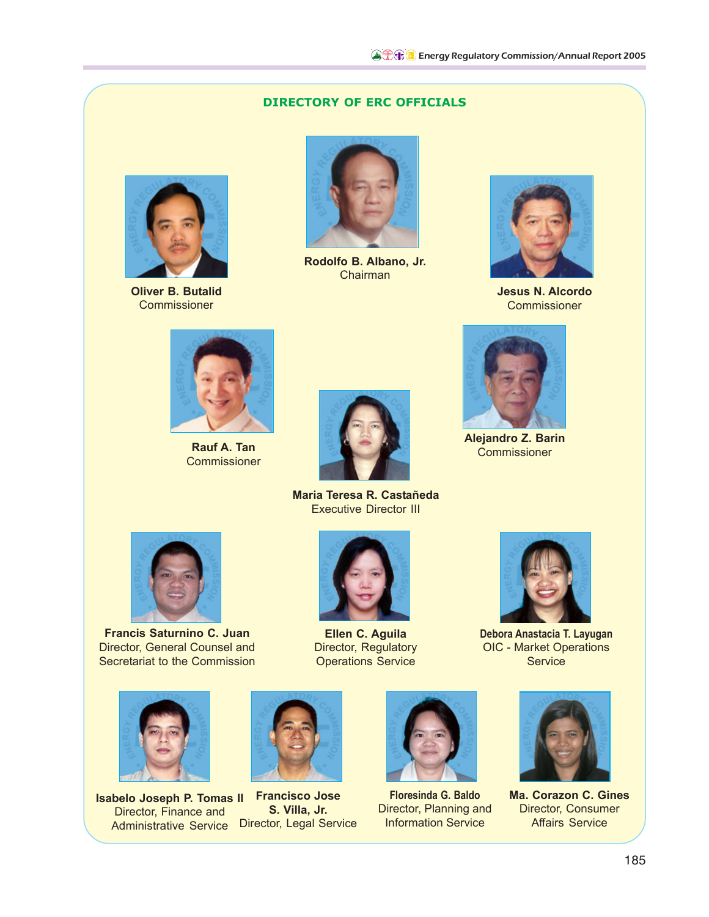## DIRECTORY OF ERC OFFICIALS

**Rodolfo B. Albano, Jr.**
Chairman

**Oliver B. Butalid**
Commissioner

**Jesus N. Alcordo**
Commissioner

**Rauf A. Tan**
Commissioner

**Alejandro Z. Barin**
Commissioner

**Maria Teresa R. Castañeda**
Executive Director III

**Francis Saturnino C. Juan**
Director, General Counsel and Secretariat to the Commission

**Ellen C. Aguila**
Director, Regulatory Operations Service

**Debora Anastacia T. Layugan**
OIC - Market Operations Service

**Isabelo Joseph P. Tomas II**
Director, Finance and Administrative Service

**Francisco Jose S. Villa, Jr.**
Director, Legal Service

**Floresinda G. Baldo**
Director, Planning and Information Service

**Ma. Corazon C. Gines**
Director, Consumer Affairs Service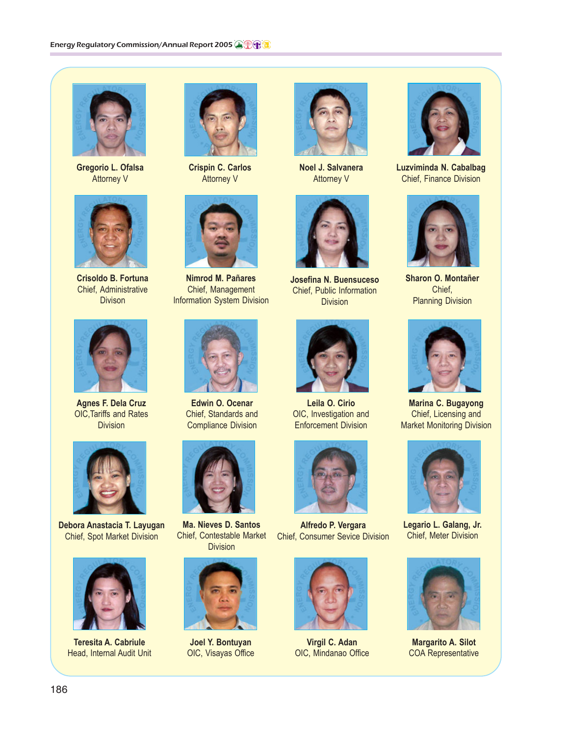**Gregorio L. Ofalsa**
Attorney V

**Crispin C. Carlos**
Attorney V

**Noel J. Salvanera**
Attorney V

**Luzviminda N. Cabalbag**
Chief, Finance Division

**Crisoldo B. Fortuna**
Chief, Administrative Divison

**Nimrod M. Pañares**
Chief, Management Information System Division

**Josefina N. Buensuceso**
Chief, Public Information Division

**Sharon O. Montañer**
Chief, Planning Division

**Agnes F. Dela Cruz**
OIC,Tariffs and Rates Division

**Edwin O. Ocenar**
Chief, Standards and Compliance Division

**Leila O. Cirio**
OIC, Investigation and Enforcement Division

**Marina C. Bugayong**
Chief, Licensing and Market Monitoring Division

**Debora Anastacia T. Layugan**
Chief, Spot Market Division

**Ma. Nieves D. Santos**
Chief, Contestable Market Division

**Alfredo P. Vergara**
Chief, Consumer Sevice Division

**Legario L. Galang, Jr.**
Chief, Meter Division

**Teresita A. Cabriule**
Head, Internal Audit Unit

**Joel Y. Bontuyan**
OIC, Visayas Office

**Virgil C. Adan**
OIC, Mindanao Office

**Margarito A. Silot**
COA Representative